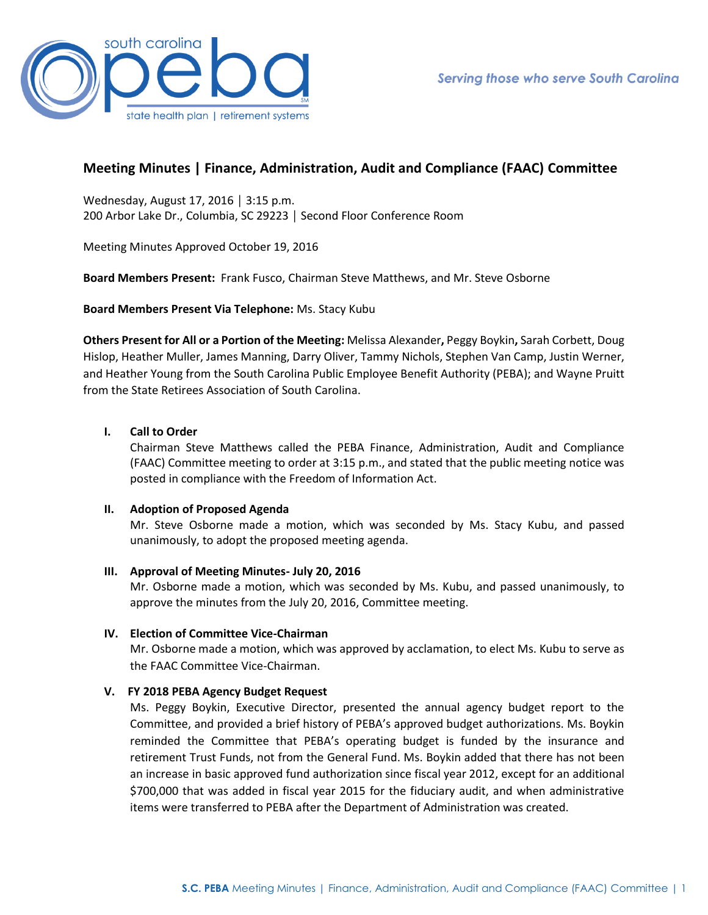## Meeting Minutes | Finance, Administration, Audit and Compliance (FAAC) Committee

Wednesday, August 17, 2016 │ 3:15 p.m.
200 Arbor Lake Dr., Columbia, SC 29223 │ Second Floor Conference Room

Meeting Minutes Approved October 19, 2016

**Board Members Present:** Frank Fusco, Chairman Steve Matthews, and Mr. Steve Osborne

**Board Members Present Via Telephone:** Ms. Stacy Kubu

**Others Present for All or a Portion of the Meeting:** Melissa Alexander**,** Peggy Boykin**,** Sarah Corbett, Doug Hislop, Heather Muller, James Manning, Darry Oliver, Tammy Nichols, Stephen Van Camp, Justin Werner, and Heather Young from the South Carolina Public Employee Benefit Authority (PEBA); and Wayne Pruitt from the State Retirees Association of South Carolina.

### I. Call to Order

Chairman Steve Matthews called the PEBA Finance, Administration, Audit and Compliance (FAAC) Committee meeting to order at 3:15 p.m., and stated that the public meeting notice was posted in compliance with the Freedom of Information Act.

### II. Adoption of Proposed Agenda

Mr. Steve Osborne made a motion, which was seconded by Ms. Stacy Kubu, and passed unanimously, to adopt the proposed meeting agenda.

### III. Approval of Meeting Minutes- July 20, 2016

Mr. Osborne made a motion, which was seconded by Ms. Kubu, and passed unanimously, to approve the minutes from the July 20, 2016, Committee meeting.

### IV. Election of Committee Vice-Chairman

Mr. Osborne made a motion, which was approved by acclamation, to elect Ms. Kubu to serve as the FAAC Committee Vice-Chairman.

### V. FY 2018 PEBA Agency Budget Request

Ms. Peggy Boykin, Executive Director, presented the annual agency budget report to the Committee, and provided a brief history of PEBA's approved budget authorizations. Ms. Boykin reminded the Committee that PEBA's operating budget is funded by the insurance and retirement Trust Funds, not from the General Fund. Ms. Boykin added that there has not been an increase in basic approved fund authorization since fiscal year 2012, except for an additional $700,000 that was added in fiscal year 2015 for the fiduciary audit, and when administrative items were transferred to PEBA after the Department of Administration was created.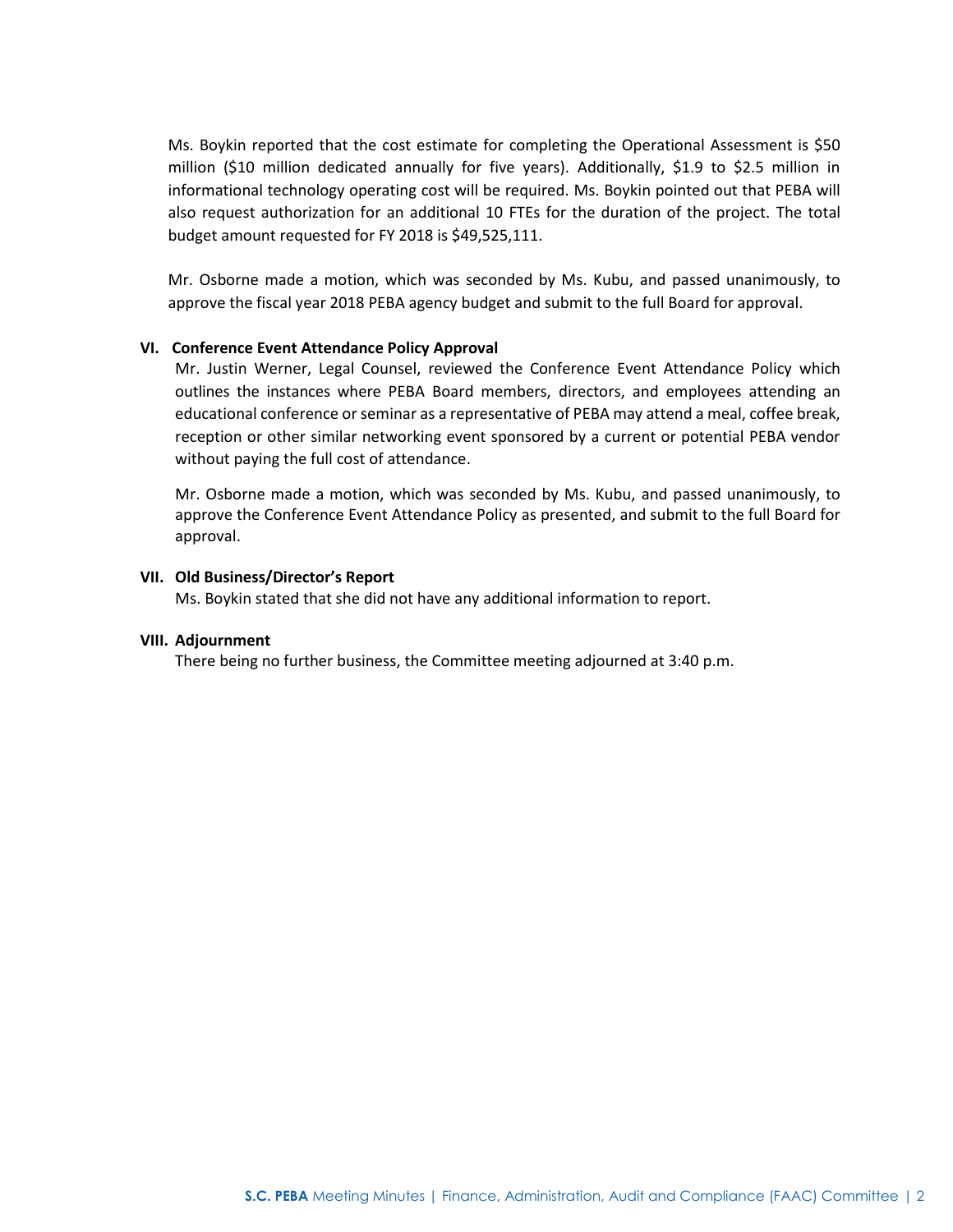Ms. Boykin reported that the cost estimate for completing the Operational Assessment is $50 million ($10 million dedicated annually for five years). Additionally, $1.9 to $2.5 million in informational technology operating cost will be required. Ms. Boykin pointed out that PEBA will also request authorization for an additional 10 FTEs for the duration of the project. The total budget amount requested for FY 2018 is $49,525,111.

Mr. Osborne made a motion, which was seconded by Ms. Kubu, and passed unanimously, to approve the fiscal year 2018 PEBA agency budget and submit to the full Board for approval.

**VI. Conference Event Attendance Policy Approval**

Mr. Justin Werner, Legal Counsel, reviewed the Conference Event Attendance Policy which outlines the instances where PEBA Board members, directors, and employees attending an educational conference or seminar as a representative of PEBA may attend a meal, coffee break, reception or other similar networking event sponsored by a current or potential PEBA vendor without paying the full cost of attendance.

Mr. Osborne made a motion, which was seconded by Ms. Kubu, and passed unanimously, to approve the Conference Event Attendance Policy as presented, and submit to the full Board for approval.

**VII. Old Business/Director's Report**

Ms. Boykin stated that she did not have any additional information to report.

**VIII. Adjournment**

There being no further business, the Committee meeting adjourned at 3:40 p.m.